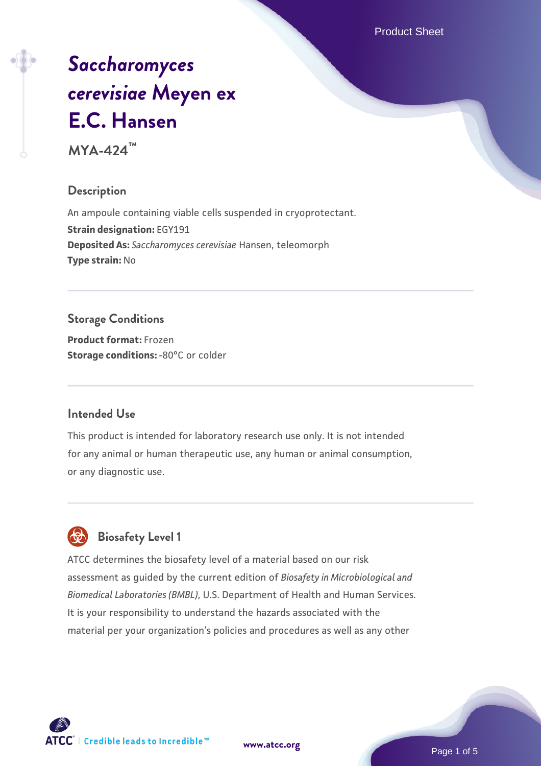# *Saccharomyces cerevisiae* Meyen ex E.C. Hansen

**MYA-424™**

## Description

An ampoule containing viable cells suspended in cryoprotectant.
**Strain designation:** EGY191
**Deposited As:** *Saccharomyces cerevisiae* Hansen, teleomorph
**Type strain:** No

## Storage Conditions

**Product format:** Frozen
**Storage conditions:** -80°C or colder

## Intended Use

This product is intended for laboratory research use only. It is not intended for any animal or human therapeutic use, any human or animal consumption, or any diagnostic use.

## Biosafety Level 1

ATCC determines the biosafety level of a material based on our risk assessment as guided by the current edition of *Biosafety in Microbiological and Biomedical Laboratories (BMBL)*, U.S. Department of Health and Human Services. It is your responsibility to understand the hazards associated with the material per your organization's policies and procedures as well as any other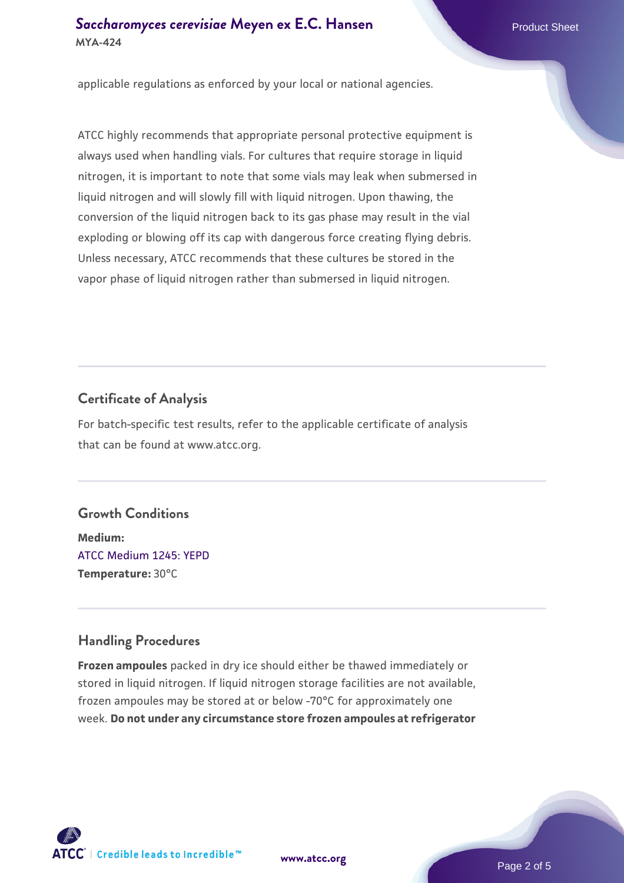applicable regulations as enforced by your local or national agencies.

ATCC highly recommends that appropriate personal protective equipment is always used when handling vials. For cultures that require storage in liquid nitrogen, it is important to note that some vials may leak when submersed in liquid nitrogen and will slowly fill with liquid nitrogen. Upon thawing, the conversion of the liquid nitrogen back to its gas phase may result in the vial exploding or blowing off its cap with dangerous force creating flying debris. Unless necessary, ATCC recommends that these cultures be stored in the vapor phase of liquid nitrogen rather than submersed in liquid nitrogen.

## Certificate of Analysis

For batch-specific test results, refer to the applicable certificate of analysis that can be found at www.atcc.org.

## Growth Conditions

**Medium:**
ATCC Medium 1245: YEPD
**Temperature:** 30°C

## Handling Procedures

**Frozen ampoules** packed in dry ice should either be thawed immediately or stored in liquid nitrogen. If liquid nitrogen storage facilities are not available, frozen ampoules may be stored at or below -70°C for approximately one week. **Do not under any circumstance store frozen ampoules at refrigerator**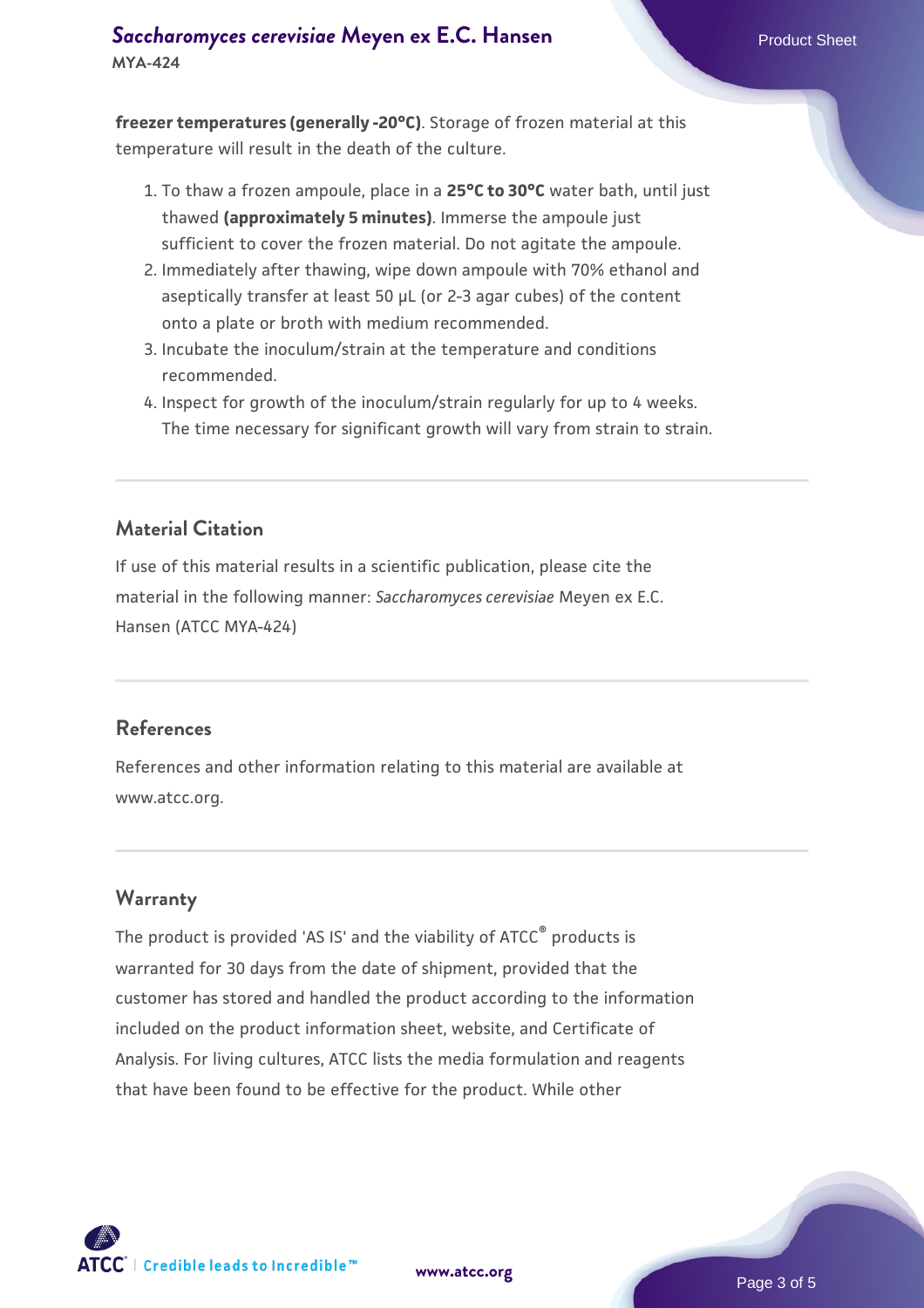**freezer temperatures (generally -20°C)**. Storage of frozen material at this temperature will result in the death of the culture.

1. To thaw a frozen ampoule, place in a **25°C to 30°C** water bath, until just thawed **(approximately 5 minutes)**. Immerse the ampoule just sufficient to cover the frozen material. Do not agitate the ampoule.
2. Immediately after thawing, wipe down ampoule with 70% ethanol and aseptically transfer at least 50 µL (or 2-3 agar cubes) of the content onto a plate or broth with medium recommended.
3. Incubate the inoculum/strain at the temperature and conditions recommended.
4. Inspect for growth of the inoculum/strain regularly for up to 4 weeks. The time necessary for significant growth will vary from strain to strain.

## Material Citation

If use of this material results in a scientific publication, please cite the material in the following manner: *Saccharomyces cerevisiae* Meyen ex E.C. Hansen (ATCC MYA-424)

## References

References and other information relating to this material are available at www.atcc.org.

## Warranty

The product is provided 'AS IS' and the viability of ATCC® products is warranted for 30 days from the date of shipment, provided that the customer has stored and handled the product according to the information included on the product information sheet, website, and Certificate of Analysis. For living cultures, ATCC lists the media formulation and reagents that have been found to be effective for the product. While other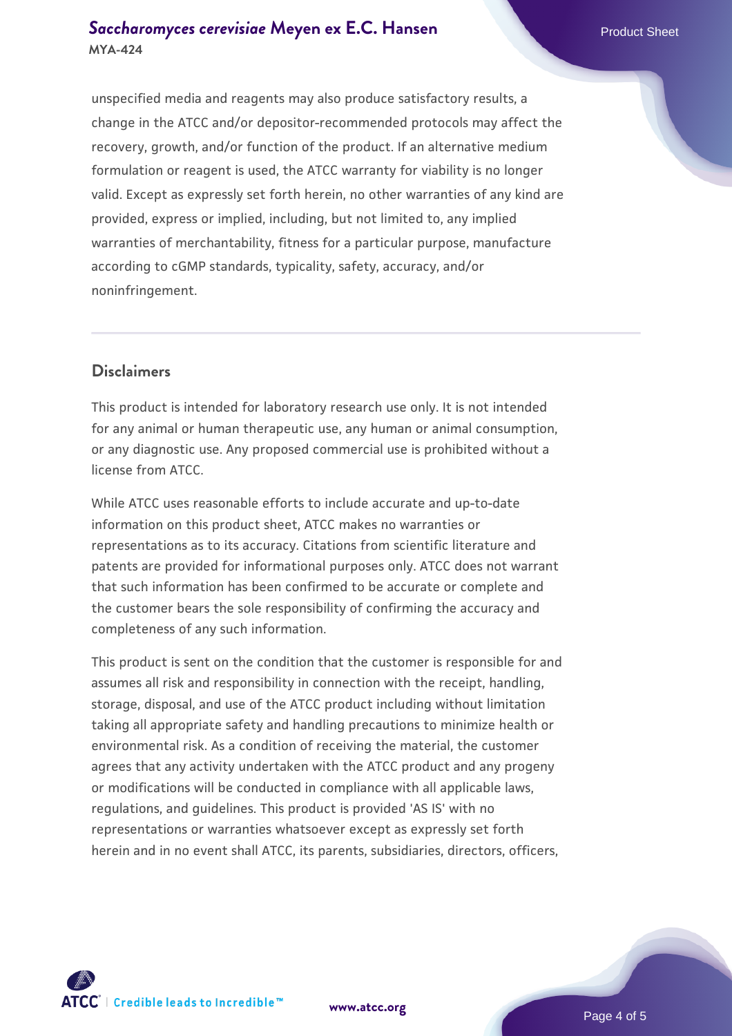unspecified media and reagents may also produce satisfactory results, a change in the ATCC and/or depositor-recommended protocols may affect the recovery, growth, and/or function of the product. If an alternative medium formulation or reagent is used, the ATCC warranty for viability is no longer valid. Except as expressly set forth herein, no other warranties of any kind are provided, express or implied, including, but not limited to, any implied warranties of merchantability, fitness for a particular purpose, manufacture according to cGMP standards, typicality, safety, accuracy, and/or noninfringement.

## Disclaimers

This product is intended for laboratory research use only. It is not intended for any animal or human therapeutic use, any human or animal consumption, or any diagnostic use. Any proposed commercial use is prohibited without a license from ATCC.

While ATCC uses reasonable efforts to include accurate and up-to-date information on this product sheet, ATCC makes no warranties or representations as to its accuracy. Citations from scientific literature and patents are provided for informational purposes only. ATCC does not warrant that such information has been confirmed to be accurate or complete and the customer bears the sole responsibility of confirming the accuracy and completeness of any such information.

This product is sent on the condition that the customer is responsible for and assumes all risk and responsibility in connection with the receipt, handling, storage, disposal, and use of the ATCC product including without limitation taking all appropriate safety and handling precautions to minimize health or environmental risk. As a condition of receiving the material, the customer agrees that any activity undertaken with the ATCC product and any progeny or modifications will be conducted in compliance with all applicable laws, regulations, and guidelines. This product is provided 'AS IS' with no representations or warranties whatsoever except as expressly set forth herein and in no event shall ATCC, its parents, subsidiaries, directors, officers,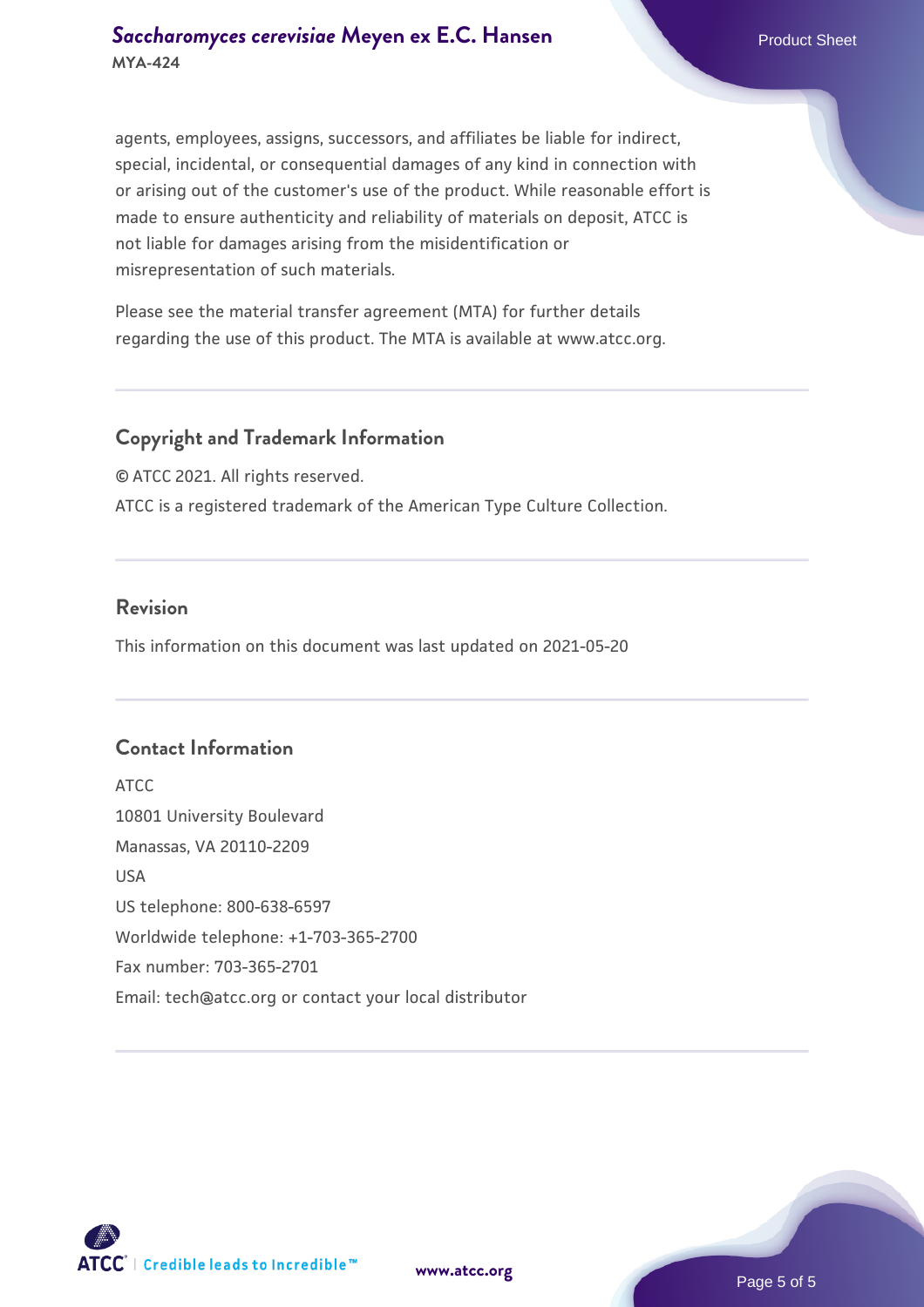agents, employees, assigns, successors, and affiliates be liable for indirect, special, incidental, or consequential damages of any kind in connection with or arising out of the customer's use of the product. While reasonable effort is made to ensure authenticity and reliability of materials on deposit, ATCC is not liable for damages arising from the misidentification or misrepresentation of such materials.

Please see the material transfer agreement (MTA) for further details regarding the use of this product. The MTA is available at www.atcc.org.

## Copyright and Trademark Information

© ATCC 2021. All rights reserved.

ATCC is a registered trademark of the American Type Culture Collection.

## Revision

This information on this document was last updated on 2021-05-20

## Contact Information

ATCC
10801 University Boulevard
Manassas, VA 20110-2209
USA
US telephone: 800-638-6597
Worldwide telephone: +1-703-365-2700
Fax number: 703-365-2701
Email: tech@atcc.org or contact your local distributor